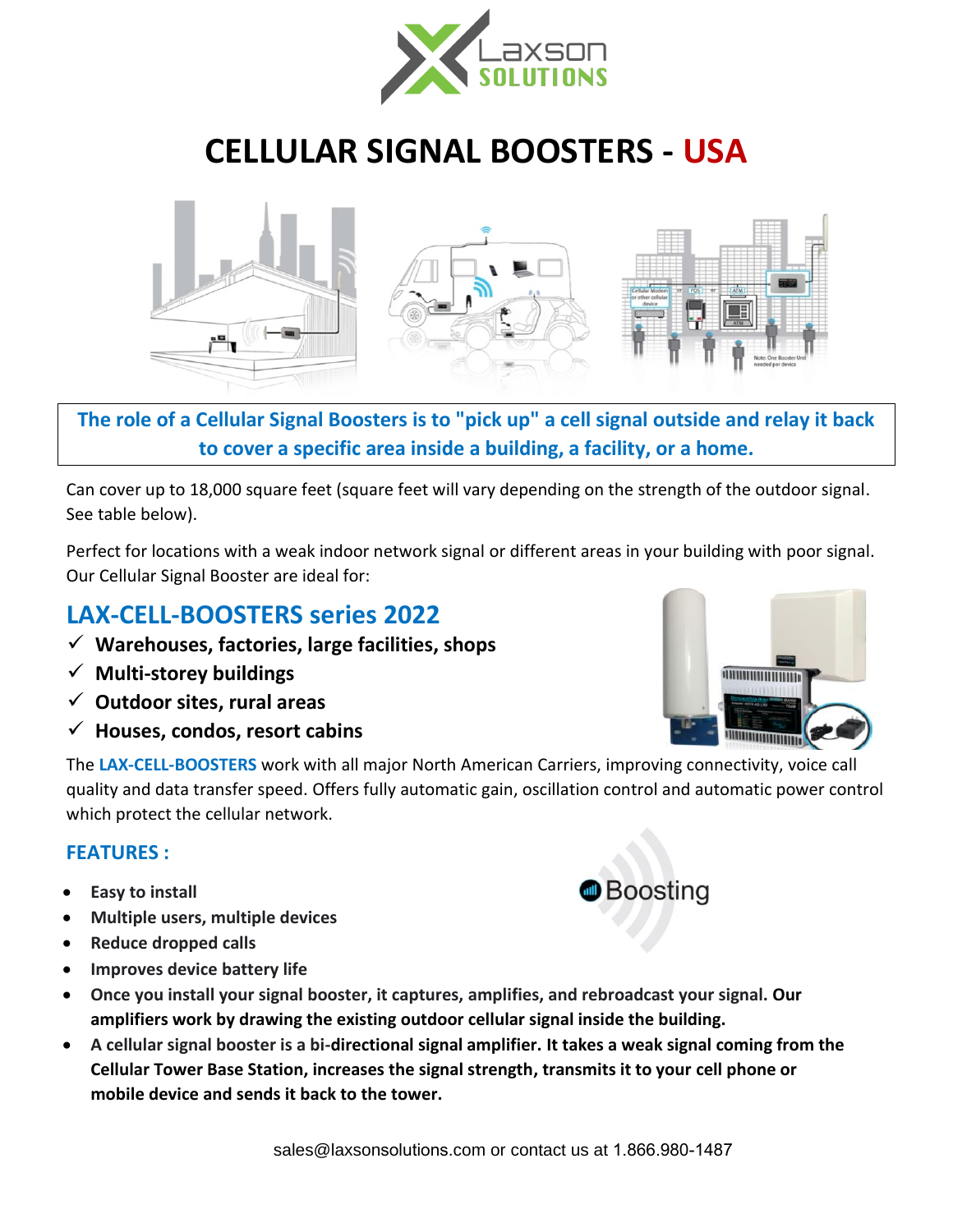# CELLULAR SIGNAL BOOSTERS - USA

**The role of a Cellular Signal Boosters is to "pick up" a cell signal outside and relay it back to cover a specific area inside a building, a facility, or a home.**

Can cover up to 18,000 square feet (square feet will vary depending on the strength of the outdoor signal. See table below).

Perfect for locations with a weak indoor network signal or different areas in your building with poor signal. Our Cellular Signal Booster are ideal for:

## LAX-CELL-BOOSTERS series 2022

- ✓ **Warehouses, factories, large facilities, shops**
- ✓ **Multi-storey buildings**
- ✓ **Outdoor sites, rural areas**
- ✓ **Houses, condos, resort cabins**

The **LAX-CELL-BOOSTERS** work with all major North American Carriers, improving connectivity, voice call quality and data transfer speed. Offers fully automatic gain, oscillation control and automatic power control which protect the cellular network.

### FEATURES :

- **Easy to install**
- **Multiple users, multiple devices**
- **Reduce dropped calls**
- **Improves device battery life**
- **Once you install your signal booster, it captures, amplifies, and rebroadcast your signal. Our amplifiers work by drawing the existing outdoor cellular signal inside the building.**
- **A cellular signal booster is a bi-directional signal amplifier. It takes a weak signal coming from the Cellular Tower Base Station, increases the signal strength, transmits it to your cell phone or mobile device and sends it back to the tower.**

sales@laxsonsolutions.com or contact us at 1.866.980-1487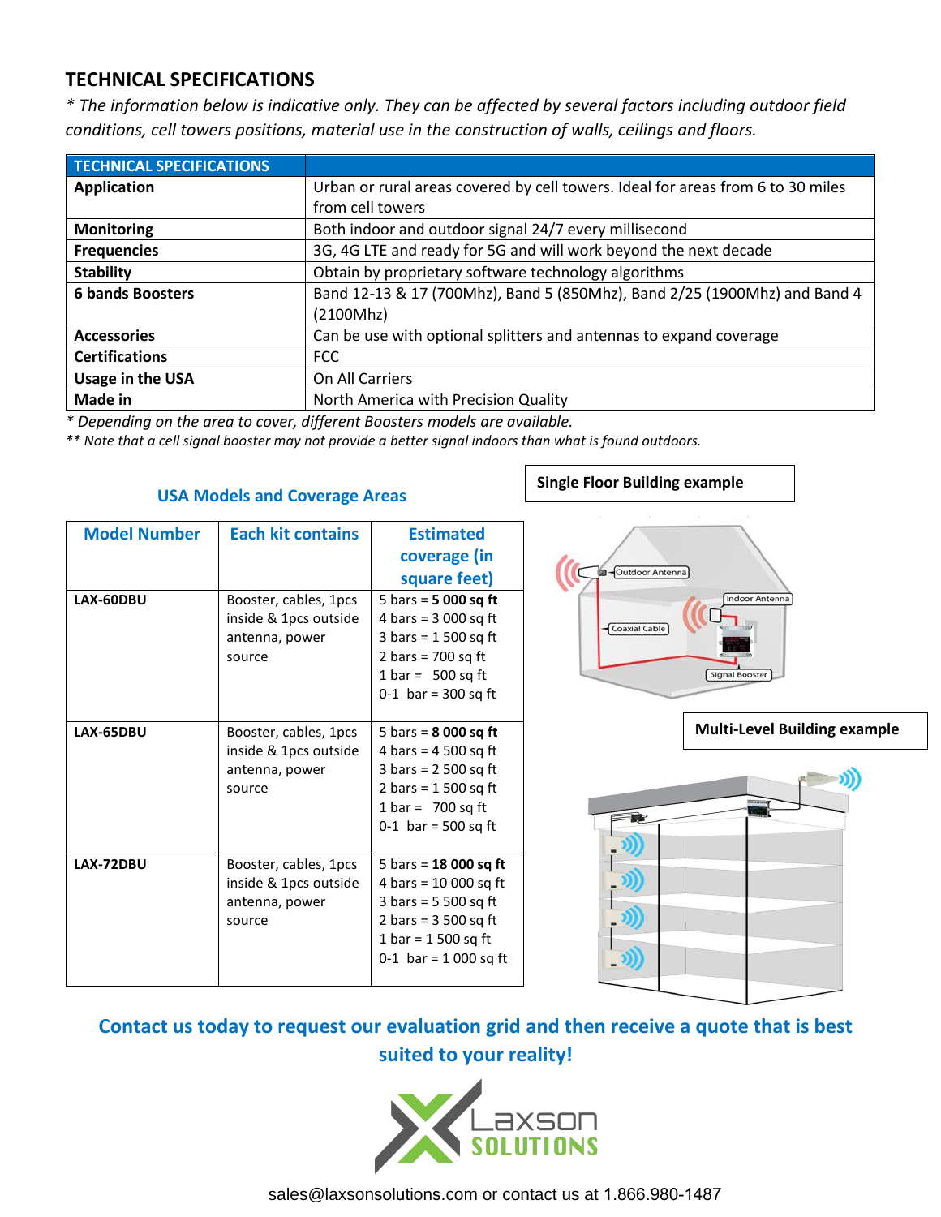## TECHNICAL SPECIFICATIONS

*\* The information below is indicative only. They can be affected by several factors including outdoor field conditions, cell towers positions, material use in the construction of walls, ceilings and floors.*

| TECHNICAL SPECIFICATIONS | |
|---|---|
| **Application** | Urban or rural areas covered by cell towers. Ideal for areas from 6 to 30 miles from cell towers |
| **Monitoring** | Both indoor and outdoor signal 24/7 every millisecond |
| **Frequencies** | 3G, 4G LTE and ready for 5G and will work beyond the next decade |
| **Stability** | Obtain by proprietary software technology algorithms |
| **6 bands Boosters** | Band 12-13 & 17 (700Mhz), Band 5 (850Mhz), Band 2/25 (1900Mhz) and Band 4 (2100Mhz) |
| **Accessories** | Can be use with optional splitters and antennas to expand coverage |
| **Certifications** | FCC |
| **Usage in the USA** | On All Carriers |
| **Made in** | North America with Precision Quality |

*\* Depending on the area to cover, different Boosters models are available.*

*\*\* Note that a cell signal booster may not provide a better signal indoors than what is found outdoors.*

### USA Models and Coverage Areas

| Model Number | Each kit contains | Estimated coverage (in square feet) |
|---|---|---|
| **LAX-60DBU** | Booster, cables, 1pcs inside & 1pcs outside antenna, power source | 5 bars = **5 000 sq ft**<br>4 bars = 3 000 sq ft<br>3 bars = 1 500 sq ft<br>2 bars = 700 sq ft<br>1 bar = 500 sq ft<br>0-1 bar = 300 sq ft |
| **LAX-65DBU** | Booster, cables, 1pcs inside & 1pcs outside antenna, power source | 5 bars = **8 000 sq ft**<br>4 bars = 4 500 sq ft<br>3 bars = 2 500 sq ft<br>2 bars = 1 500 sq ft<br>1 bar = 700 sq ft<br>0-1 bar = 500 sq ft |
| **LAX-72DBU** | Booster, cables, 1pcs inside & 1pcs outside antenna, power source | 5 bars = **18 000 sq ft**<br>4 bars = 10 000 sq ft<br>3 bars = 5 500 sq ft<br>2 bars = 3 500 sq ft<br>1 bar = 1 500 sq ft<br>0-1 bar = 1 000 sq ft |

**Single Floor Building example**

Outdoor Antenna
Indoor Antenna
Coaxial Cable
Signal Booster

**Multi-Level Building example**

**Contact us today to request our evaluation grid and then receive a quote that is best suited to your reality!**

Laxson SOLUTIONS

sales@laxsonsolutions.com or contact us at 1.866.980-1487